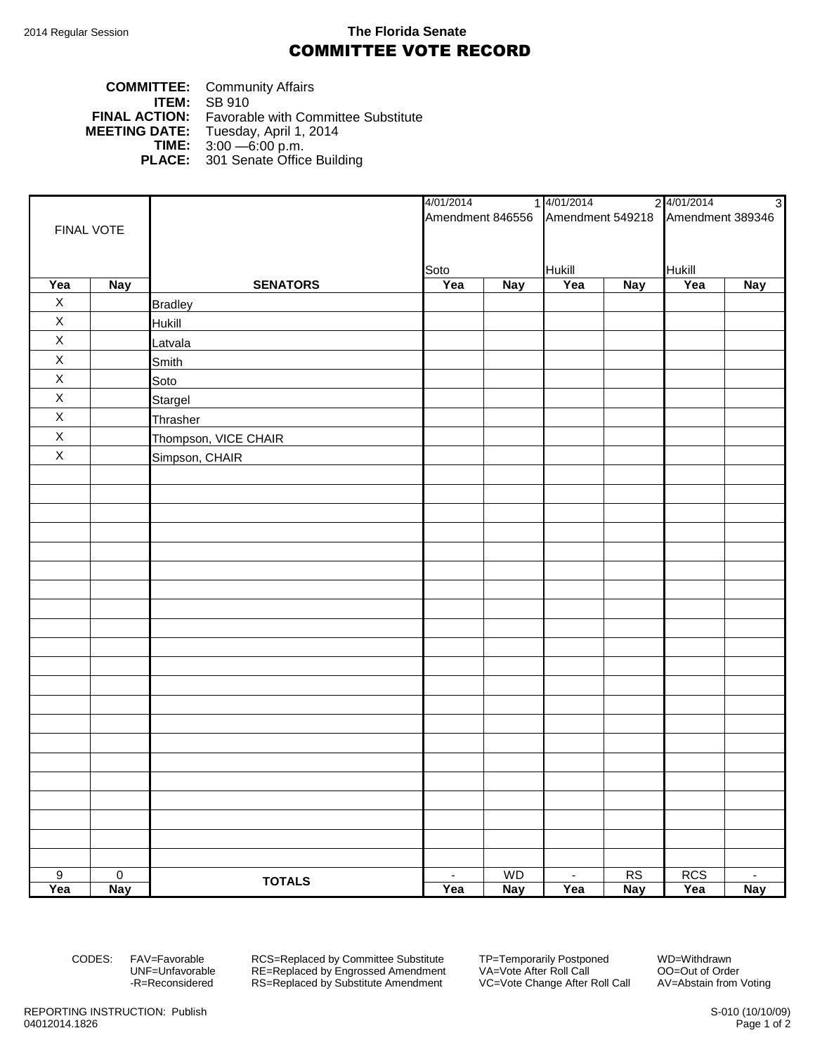2014 Regular Session

**The Florida Senate**

# COMMITTEE VOTE RECORD

**COMMITTEE:** Community Affairs
**ITEM:** SB 910
**FINAL ACTION:** Favorable with Committee Substitute
**MEETING DATE:** Tuesday, April 1, 2014
**TIME:** 3:00 —6:00 p.m.
**PLACE:** 301 Senate Office Building

| FINAL VOTE | | | 4/01/2014 1 Amendment 846556 Soto | | 4/01/2014 2 Amendment 549218 Hukill | | 4/01/2014 3 Amendment 389346 Hukill | |
|---|---|---|---|---|---|---|---|---|
| **Yea** | **Nay** | **SENATORS** | **Yea** | **Nay** | **Yea** | **Nay** | **Yea** | **Nay** |
| X | | Bradley | | | | | | |
| X | | Hukill | | | | | | |
| X | | Latvala | | | | | | |
| X | | Smith | | | | | | |
| X | | Soto | | | | | | |
| X | | Stargel | | | | | | |
| X | | Thrasher | | | | | | |
| X | | Thompson, VICE CHAIR | | | | | | |
| X | | Simpson, CHAIR | | | | | | |
| 9 | 0 | **TOTALS** | - | WD | - | RS | RCS | - |
| **Yea** | **Nay** | | **Yea** | **Nay** | **Yea** | **Nay** | **Yea** | **Nay** |

CODES: FAV=Favorable, UNF=Unfavorable, -R=Reconsidered, RCS=Replaced by Committee Substitute, RE=Replaced by Engrossed Amendment, RS=Replaced by Substitute Amendment, TP=Temporarily Postponed, VA=Vote After Roll Call, VC=Vote Change After Roll Call, WD=Withdrawn, OO=Out of Order, AV=Abstain from Voting

REPORTING INSTRUCTION: Publish
04012014.1826

S-010 (10/10/09)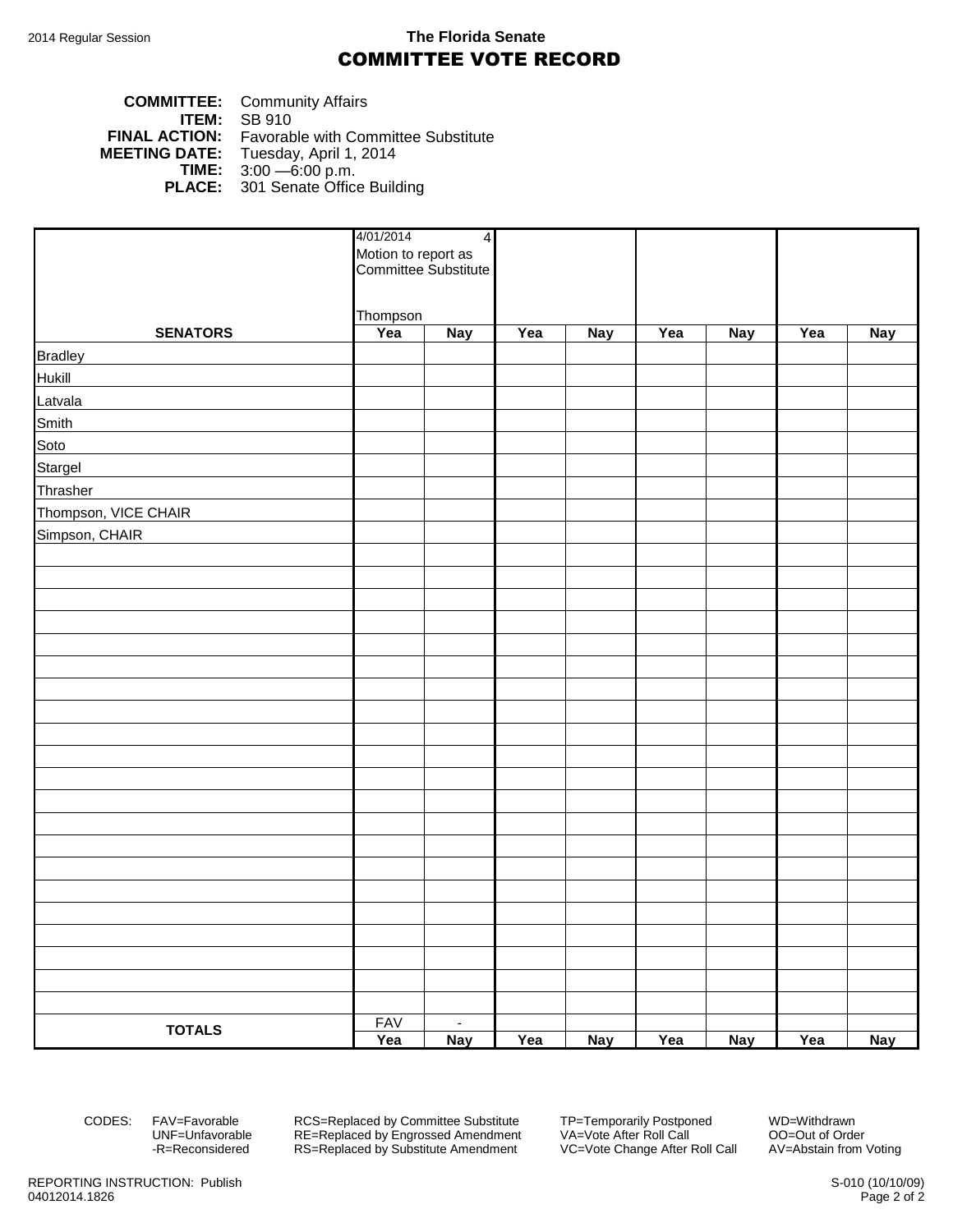2014 Regular Session

**The Florida Senate**

# COMMITTEE VOTE RECORD

**COMMITTEE:** Community Affairs
**ITEM:** SB 910
**FINAL ACTION:** Favorable with Committee Substitute
**MEETING DATE:** Tuesday, April 1, 2014
**TIME:** 3:00 —6:00 p.m.
**PLACE:** 301 Senate Office Building

| | 4/01/2014 4 Motion to report as Committee Substitute Thompson | | | | | | | |
|---|---|---|---|---|---|---|---|---|
| **SENATORS** | **Yea** | **Nay** | **Yea** | **Nay** | **Yea** | **Nay** | **Yea** | **Nay** |
| Bradley | | | | | | | | |
| Hukill | | | | | | | | |
| Latvala | | | | | | | | |
| Smith | | | | | | | | |
| Soto | | | | | | | | |
| Stargel | | | | | | | | |
| Thrasher | | | | | | | | |
| Thompson, VICE CHAIR | | | | | | | | |
| Simpson, CHAIR | | | | | | | | |
| **TOTALS** | FAV | - | | | | | | |
| | **Yea** | **Nay** | **Yea** | **Nay** | **Yea** | **Nay** | **Yea** | **Nay** |

CODES: FAV=Favorable, UNF=Unfavorable, -R=Reconsidered, RCS=Replaced by Committee Substitute, RE=Replaced by Engrossed Amendment, RS=Replaced by Substitute Amendment, TP=Temporarily Postponed, VA=Vote After Roll Call, VC=Vote Change After Roll Call, WD=Withdrawn, OO=Out of Order, AV=Abstain from Voting

REPORTING INSTRUCTION: Publish
04012014.1826

S-010 (10/10/09)